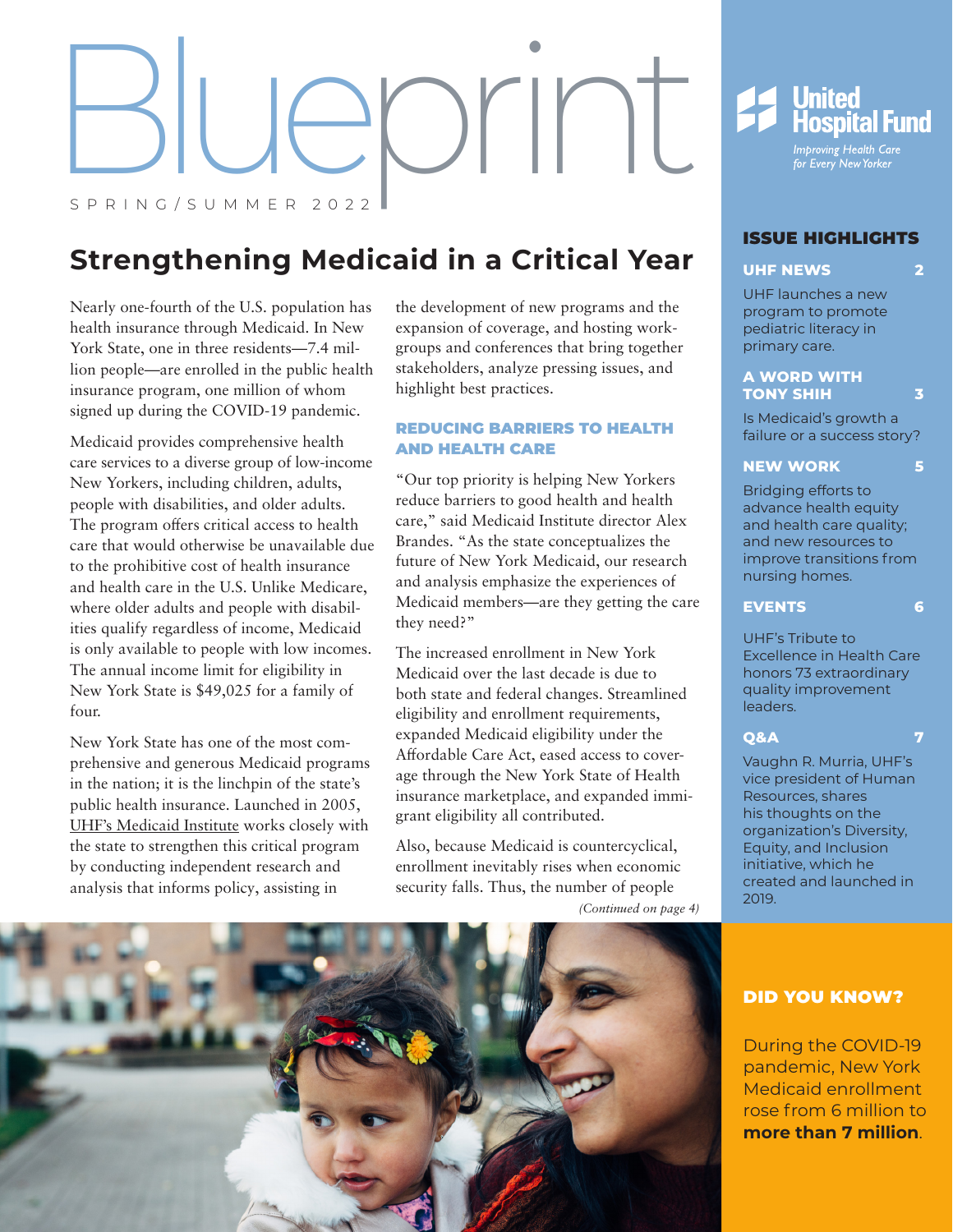# Blueprint

SPRING/SUMMER 2022

**United Hospital Fund**

*Improving Health Care for Every New Yorker*

## Strengthening Medicaid in a Critical Year

Nearly one-fourth of the U.S. population has health insurance through Medicaid. In New York State, one in three residents—7.4 million people—are enrolled in the public health insurance program, one million of whom signed up during the COVID-19 pandemic.

Medicaid provides comprehensive health care services to a diverse group of low-income New Yorkers, including children, adults, people with disabilities, and older adults. The program offers critical access to health care that would otherwise be unavailable due to the prohibitive cost of health insurance and health care in the U.S. Unlike Medicare, where older adults and people with disabilities qualify regardless of income, Medicaid is only available to people with low incomes. The annual income limit for eligibility in New York State is $49,025 for a family of four.

New York State has one of the most comprehensive and generous Medicaid programs in the nation; it is the linchpin of the state's public health insurance. Launched in 2005, UHF's Medicaid Institute works closely with the state to strengthen this critical program by conducting independent research and analysis that informs policy, assisting in the development of new programs and the expansion of coverage, and hosting workgroups and conferences that bring together stakeholders, analyze pressing issues, and highlight best practices.

### REDUCING BARRIERS TO HEALTH AND HEALTH CARE

"Our top priority is helping New Yorkers reduce barriers to good health and health care," said Medicaid Institute director Alex Brandes. "As the state conceptualizes the future of New York Medicaid, our research and analysis emphasize the experiences of Medicaid members—are they getting the care they need?"

The increased enrollment in New York Medicaid over the last decade is due to both state and federal changes. Streamlined eligibility and enrollment requirements, expanded Medicaid eligibility under the Affordable Care Act, eased access to coverage through the New York State of Health insurance marketplace, and expanded immigrant eligibility all contributed.

Also, because Medicaid is countercyclical, enrollment inevitably rises when economic security falls. Thus, the number of people

*(Continued on page 4)*

## ISSUE HIGHLIGHTS

**UHF NEWS** — 2

UHF launches a new program to promote pediatric literacy in primary care.

**A WORD WITH TONY SHIH** — 3

Is Medicaid's growth a failure or a success story?

**NEW WORK** — 5

Bridging efforts to advance health equity and health care quality; and new resources to improve transitions from nursing homes.

**EVENTS** — 6

UHF's Tribute to Excellence in Health Care honors 73 extraordinary quality improvement leaders.

**Q&A** — 7

Vaughn R. Murria, UHF's vice president of Human Resources, shares his thoughts on the organization's Diversity, Equity, and Inclusion initiative, which he created and launched in 2019.

## DID YOU KNOW?

During the COVID-19 pandemic, New York Medicaid enrollment rose from 6 million to **more than 7 million**.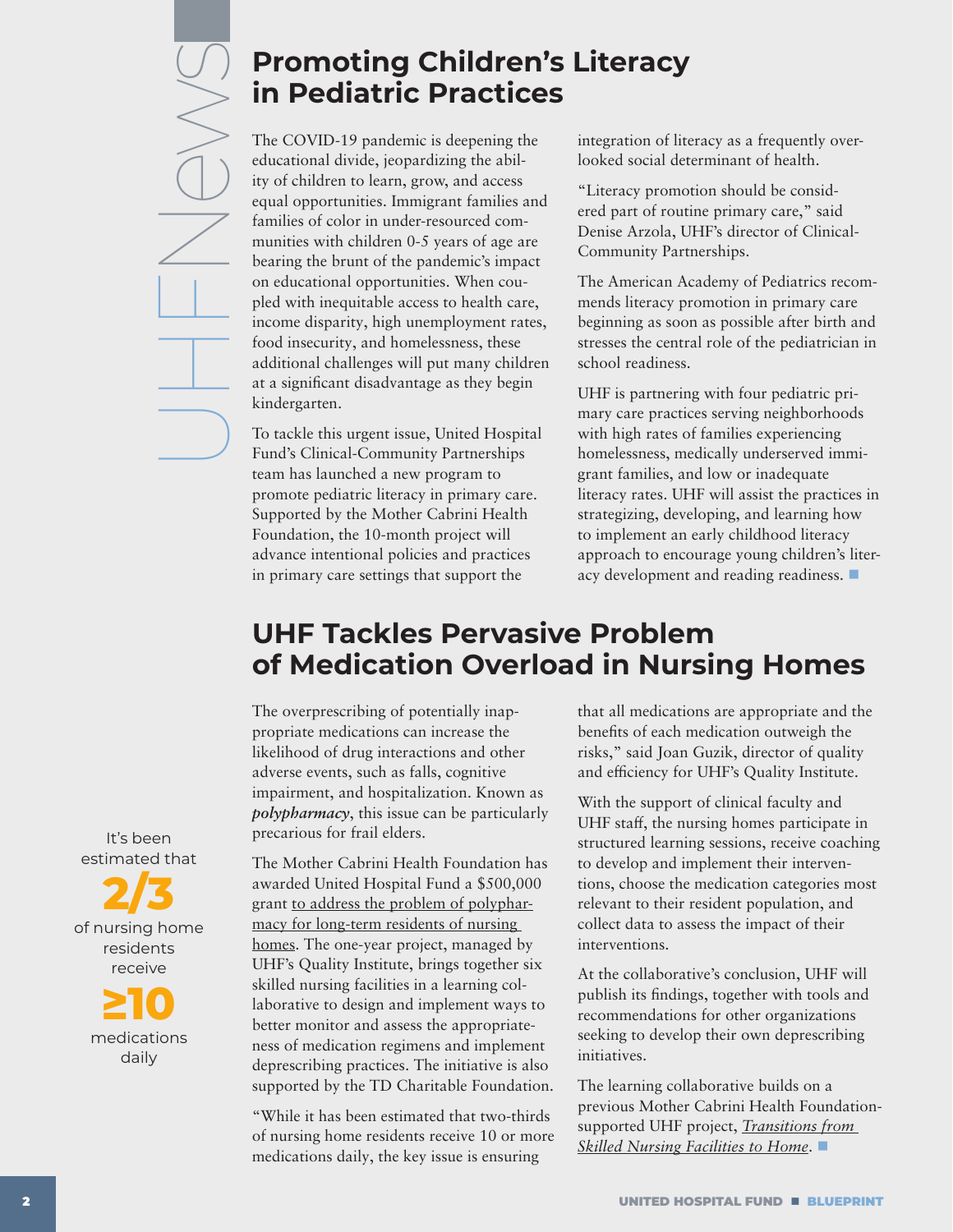## Promoting Children's Literacy in Pediatric Practices

The COVID-19 pandemic is deepening the educational divide, jeopardizing the ability of children to learn, grow, and access equal opportunities. Immigrant families and families of color in under-resourced communities with children 0-5 years of age are bearing the brunt of the pandemic's impact on educational opportunities. When coupled with inequitable access to health care, income disparity, high unemployment rates, food insecurity, and homelessness, these additional challenges will put many children at a significant disadvantage as they begin kindergarten.

To tackle this urgent issue, United Hospital Fund's Clinical-Community Partnerships team has launched a new program to promote pediatric literacy in primary care. Supported by the Mother Cabrini Health Foundation, the 10-month project will advance intentional policies and practices in primary care settings that support the integration of literacy as a frequently overlooked social determinant of health.

"Literacy promotion should be considered part of routine primary care," said Denise Arzola, UHF's director of Clinical-Community Partnerships.

The American Academy of Pediatrics recommends literacy promotion in primary care beginning as soon as possible after birth and stresses the central role of the pediatrician in school readiness.

UHF is partnering with four pediatric primary care practices serving neighborhoods with high rates of families experiencing homelessness, medically underserved immigrant families, and low or inadequate literacy rates. UHF will assist the practices in strategizing, developing, and learning how to implement an early childhood literacy approach to encourage young children's literacy development and reading readiness. ■

## UHF Tackles Pervasive Problem of Medication Overload in Nursing Homes

It's been estimated that **2/3** of nursing home residents receive **≥10** medications daily

The overprescribing of potentially inappropriate medications can increase the likelihood of drug interactions and other adverse events, such as falls, cognitive impairment, and hospitalization. Known as ***polypharmacy***, this issue can be particularly precarious for frail elders.

The Mother Cabrini Health Foundation has awarded United Hospital Fund a $500,000 grant to address the problem of polypharmacy for long-term residents of nursing homes. The one-year project, managed by UHF's Quality Institute, brings together six skilled nursing facilities in a learning collaborative to design and implement ways to better monitor and assess the appropriateness of medication regimens and implement deprescribing practices. The initiative is also supported by the TD Charitable Foundation.

"While it has been estimated that two-thirds of nursing home residents receive 10 or more medications daily, the key issue is ensuring that all medications are appropriate and the benefits of each medication outweigh the risks," said Joan Guzik, director of quality and efficiency for UHF's Quality Institute.

With the support of clinical faculty and UHF staff, the nursing homes participate in structured learning sessions, receive coaching to develop and implement their interventions, choose the medication categories most relevant to their resident population, and collect data to assess the impact of their interventions.

At the collaborative's conclusion, UHF will publish its findings, together with tools and recommendations for other organizations seeking to develop their own deprescribing initiatives.

The learning collaborative builds on a previous Mother Cabrini Health Foundation-supported UHF project, *Transitions from Skilled Nursing Facilities to Home*. ■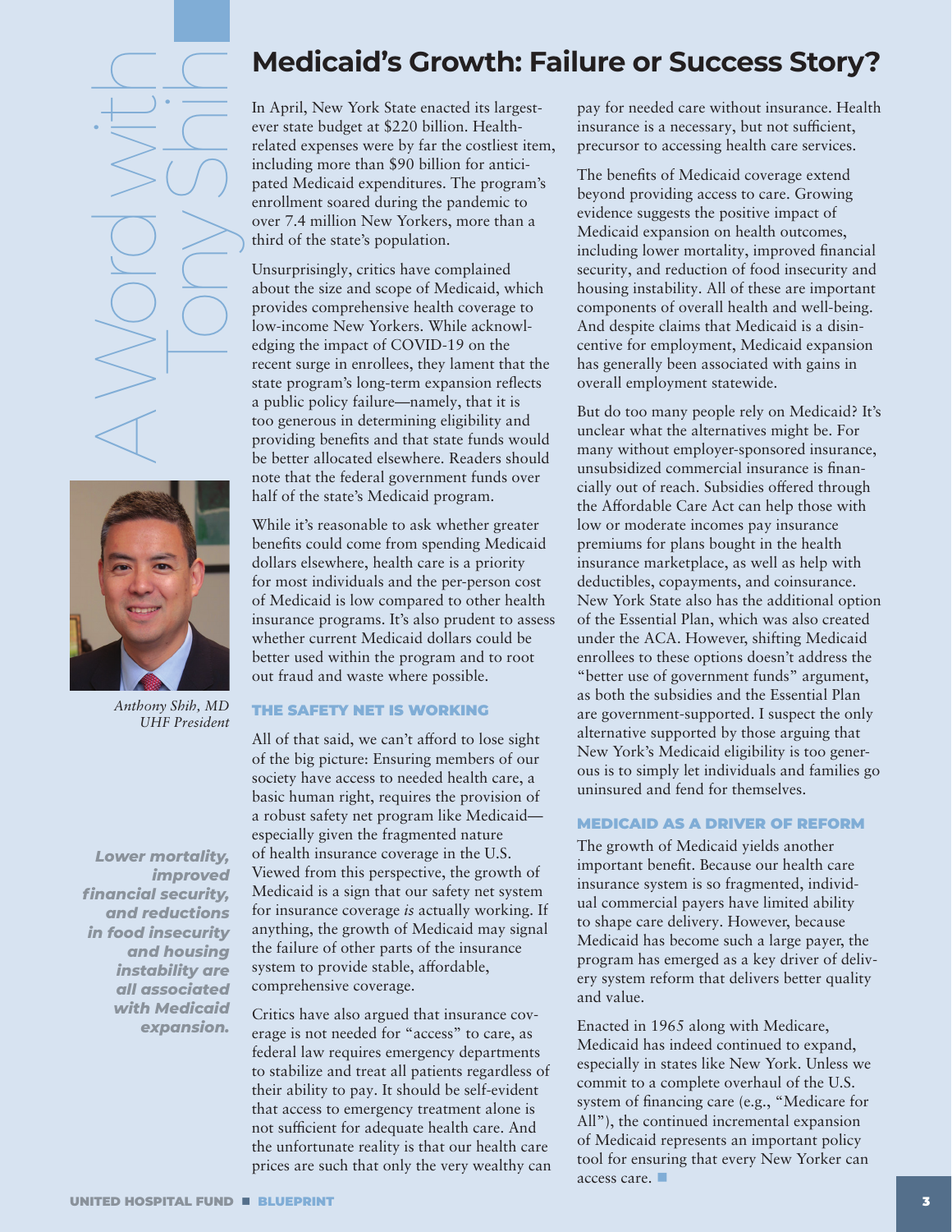A Word with Tony Shih

# Medicaid's Growth: Failure or Success Story?

*Anthony Shih, MD*
*UHF President*

In April, New York State enacted its largest-ever state budget at $220 billion. Health-related expenses were by far the costliest item, including more than $90 billion for anticipated Medicaid expenditures. The program's enrollment soared during the pandemic to over 7.4 million New Yorkers, more than a third of the state's population.

Unsurprisingly, critics have complained about the size and scope of Medicaid, which provides comprehensive health coverage to low-income New Yorkers. While acknowledging the impact of COVID-19 on the recent surge in enrollees, they lament that the state program's long-term expansion reflects a public policy failure—namely, that it is too generous in determining eligibility and providing benefits and that state funds would be better allocated elsewhere. Readers should note that the federal government funds over half of the state's Medicaid program.

While it's reasonable to ask whether greater benefits could come from spending Medicaid dollars elsewhere, health care is a priority for most individuals and the per-person cost of Medicaid is low compared to other health insurance programs. It's also prudent to assess whether current Medicaid dollars could be better used within the program and to root out fraud and waste where possible.

## THE SAFETY NET IS WORKING

All of that said, we can't afford to lose sight of the big picture: Ensuring members of our society have access to needed health care, a basic human right, requires the provision of a robust safety net program like Medicaid—especially given the fragmented nature of health insurance coverage in the U.S. Viewed from this perspective, the growth of Medicaid is a sign that our safety net system for insurance coverage *is* actually working. If anything, the growth of Medicaid may signal the failure of other parts of the insurance system to provide stable, affordable, comprehensive coverage.

Critics have also argued that insurance coverage is not needed for "access" to care, as federal law requires emergency departments to stabilize and treat all patients regardless of their ability to pay. It should be self-evident that access to emergency treatment alone is not sufficient for adequate health care. And the unfortunate reality is that our health care prices are such that only the very wealthy can pay for needed care without insurance. Health insurance is a necessary, but not sufficient, precursor to accessing health care services.

***Lower mortality, improved financial security, and reductions in food insecurity and housing instability are all associated with Medicaid expansion.***

The benefits of Medicaid coverage extend beyond providing access to care. Growing evidence suggests the positive impact of Medicaid expansion on health outcomes, including lower mortality, improved financial security, and reduction of food insecurity and housing instability. All of these are important components of overall health and well-being. And despite claims that Medicaid is a disincentive for employment, Medicaid expansion has generally been associated with gains in overall employment statewide.

But do too many people rely on Medicaid? It's unclear what the alternatives might be. For many without employer-sponsored insurance, unsubsidized commercial insurance is financially out of reach. Subsidies offered through the Affordable Care Act can help those with low or moderate incomes pay insurance premiums for plans bought in the health insurance marketplace, as well as help with deductibles, copayments, and coinsurance. New York State also has the additional option of the Essential Plan, which was also created under the ACA. However, shifting Medicaid enrollees to these options doesn't address the "better use of government funds" argument, as both the subsidies and the Essential Plan are government-supported. I suspect the only alternative supported by those arguing that New York's Medicaid eligibility is too generous is to simply let individuals and families go uninsured and fend for themselves.

## MEDICAID AS A DRIVER OF REFORM

The growth of Medicaid yields another important benefit. Because our health care insurance system is so fragmented, individual commercial payers have limited ability to shape care delivery. However, because Medicaid has become such a large payer, the program has emerged as a key driver of delivery system reform that delivers better quality and value.

Enacted in 1965 along with Medicare, Medicaid has indeed continued to expand, especially in states like New York. Unless we commit to a complete overhaul of the U.S. system of financing care (e.g., "Medicare for All"), the continued incremental expansion of Medicaid represents an important policy tool for ensuring that every New Yorker can access care. ■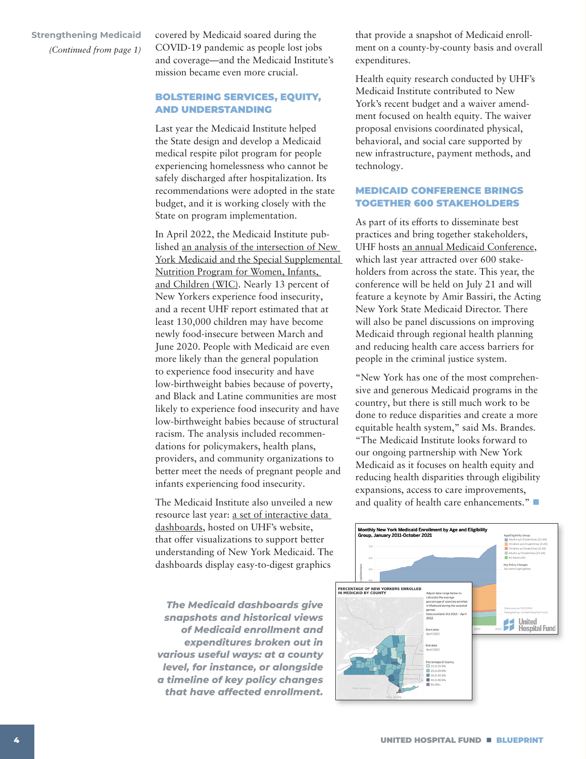**Strengthening Medicaid**
*(Continued from page 1)*

covered by Medicaid soared during the COVID-19 pandemic as people lost jobs and coverage—and the Medicaid Institute's mission became even more crucial.

## BOLSTERING SERVICES, EQUITY, AND UNDERSTANDING

Last year the Medicaid Institute helped the State design and develop a Medicaid medical respite pilot program for people experiencing homelessness who cannot be safely discharged after hospitalization. Its recommendations were adopted in the state budget, and it is working closely with the State on program implementation.

In April 2022, the Medicaid Institute published an analysis of the intersection of New York Medicaid and the Special Supplemental Nutrition Program for Women, Infants, and Children (WIC). Nearly 13 percent of New Yorkers experience food insecurity, and a recent UHF report estimated that at least 130,000 children may have become newly food-insecure between March and June 2020. People with Medicaid are even more likely than the general population to experience food insecurity and have low-birthweight babies because of poverty, and Black and Latine communities are most likely to experience food insecurity and have low-birthweight babies because of structural racism. The analysis included recommendations for policymakers, health plans, providers, and community organizations to better meet the needs of pregnant people and infants experiencing food insecurity.

The Medicaid Institute also unveiled a new resource last year: a set of interactive data dashboards, hosted on UHF's website, that offer visualizations to support better understanding of New York Medicaid. The dashboards display easy-to-digest graphics that provide a snapshot of Medicaid enrollment on a county-by-county basis and overall expenditures.

*The Medicaid dashboards give snapshots and historical views of Medicaid enrollment and expenditures broken out in various useful ways: at a county level, for instance, or alongside a timeline of key policy changes that have affected enrollment.*

Health equity research conducted by UHF's Medicaid Institute contributed to New York's recent budget and a waiver amendment focused on health equity. The waiver proposal envisions coordinated physical, behavioral, and social care supported by new infrastructure, payment methods, and technology.

## MEDICAID CONFERENCE BRINGS TOGETHER 600 STAKEHOLDERS

As part of its efforts to disseminate best practices and bring together stakeholders, UHF hosts an annual Medicaid Conference, which last year attracted over 600 stakeholders from across the state. This year, the conference will be held on July 21 and will feature a keynote by Amir Bassiri, the Acting New York State Medicaid Director. There will also be panel discussions on improving Medicaid through regional health planning and reducing health care access barriers for people in the criminal justice system.

"New York has one of the most comprehensive and generous Medicaid programs in the country, but there is still much work to be done to reduce disparities and create a more equitable health system," said Ms. Brandes. "The Medicaid Institute looks forward to our ongoing partnership with New York Medicaid as it focuses on health equity and reducing health disparities through eligibility expansions, access to care improvements, and quality of health care enhancements." ■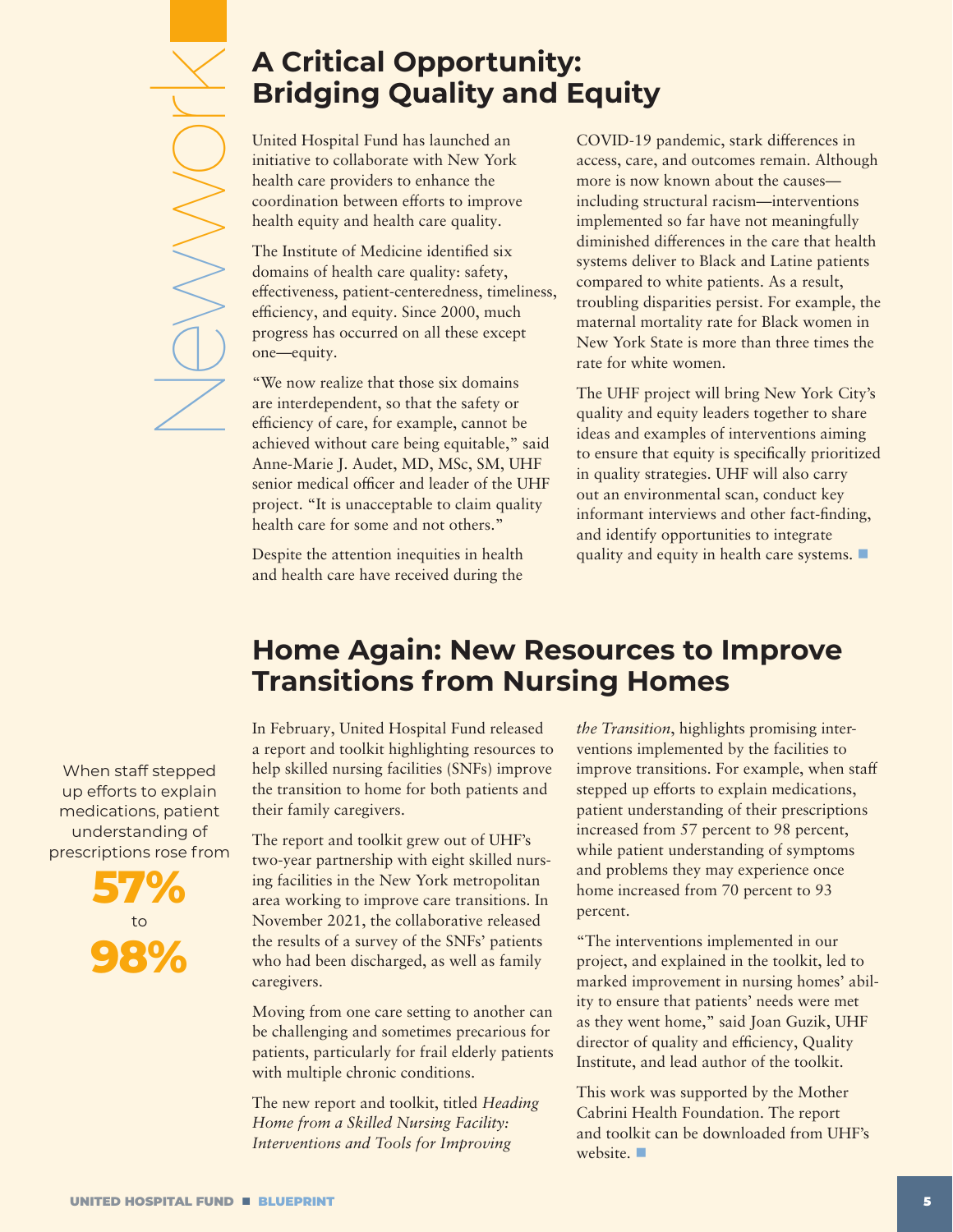# Network

## A Critical Opportunity: Bridging Quality and Equity

United Hospital Fund has launched an initiative to collaborate with New York health care providers to enhance the coordination between efforts to improve health equity and health care quality.

The Institute of Medicine identified six domains of health care quality: safety, effectiveness, patient-centeredness, timeliness, efficiency, and equity. Since 2000, much progress has occurred on all these except one—equity.

"We now realize that those six domains are interdependent, so that the safety or efficiency of care, for example, cannot be achieved without care being equitable," said Anne-Marie J. Audet, MD, MSc, SM, UHF senior medical officer and leader of the UHF project. "It is unacceptable to claim quality health care for some and not others."

Despite the attention inequities in health and health care have received during the COVID-19 pandemic, stark differences in access, care, and outcomes remain. Although more is now known about the causes—including structural racism—interventions implemented so far have not meaningfully diminished differences in the care that health systems deliver to Black and Latine patients compared to white patients. As a result, troubling disparities persist. For example, the maternal mortality rate for Black women in New York State is more than three times the rate for white women.

The UHF project will bring New York City's quality and equity leaders together to share ideas and examples of interventions aiming to ensure that equity is specifically prioritized in quality strategies. UHF will also carry out an environmental scan, conduct key informant interviews and other fact-finding, and identify opportunities to integrate quality and equity in health care systems. ■

## Home Again: New Resources to Improve Transitions from Nursing Homes

When staff stepped up efforts to explain medications, patient understanding of prescriptions rose from

**57%**

to

**98%**

In February, United Hospital Fund released a report and toolkit highlighting resources to help skilled nursing facilities (SNFs) improve the transition to home for both patients and their family caregivers.

The report and toolkit grew out of UHF's two-year partnership with eight skilled nursing facilities in the New York metropolitan area working to improve care transitions. In November 2021, the collaborative released the results of a survey of the SNFs' patients who had been discharged, as well as family caregivers.

Moving from one care setting to another can be challenging and sometimes precarious for patients, particularly for frail elderly patients with multiple chronic conditions.

The new report and toolkit, titled *Heading Home from a Skilled Nursing Facility: Interventions and Tools for Improving the Transition*, highlights promising interventions implemented by the facilities to improve transitions. For example, when staff stepped up efforts to explain medications, patient understanding of their prescriptions increased from 57 percent to 98 percent, while patient understanding of symptoms and problems they may experience once home increased from 70 percent to 93 percent.

"The interventions implemented in our project, and explained in the toolkit, led to marked improvement in nursing homes' ability to ensure that patients' needs were met as they went home," said Joan Guzik, UHF director of quality and efficiency, Quality Institute, and lead author of the toolkit.

This work was supported by the Mother Cabrini Health Foundation. The report and toolkit can be downloaded from UHF's website. ■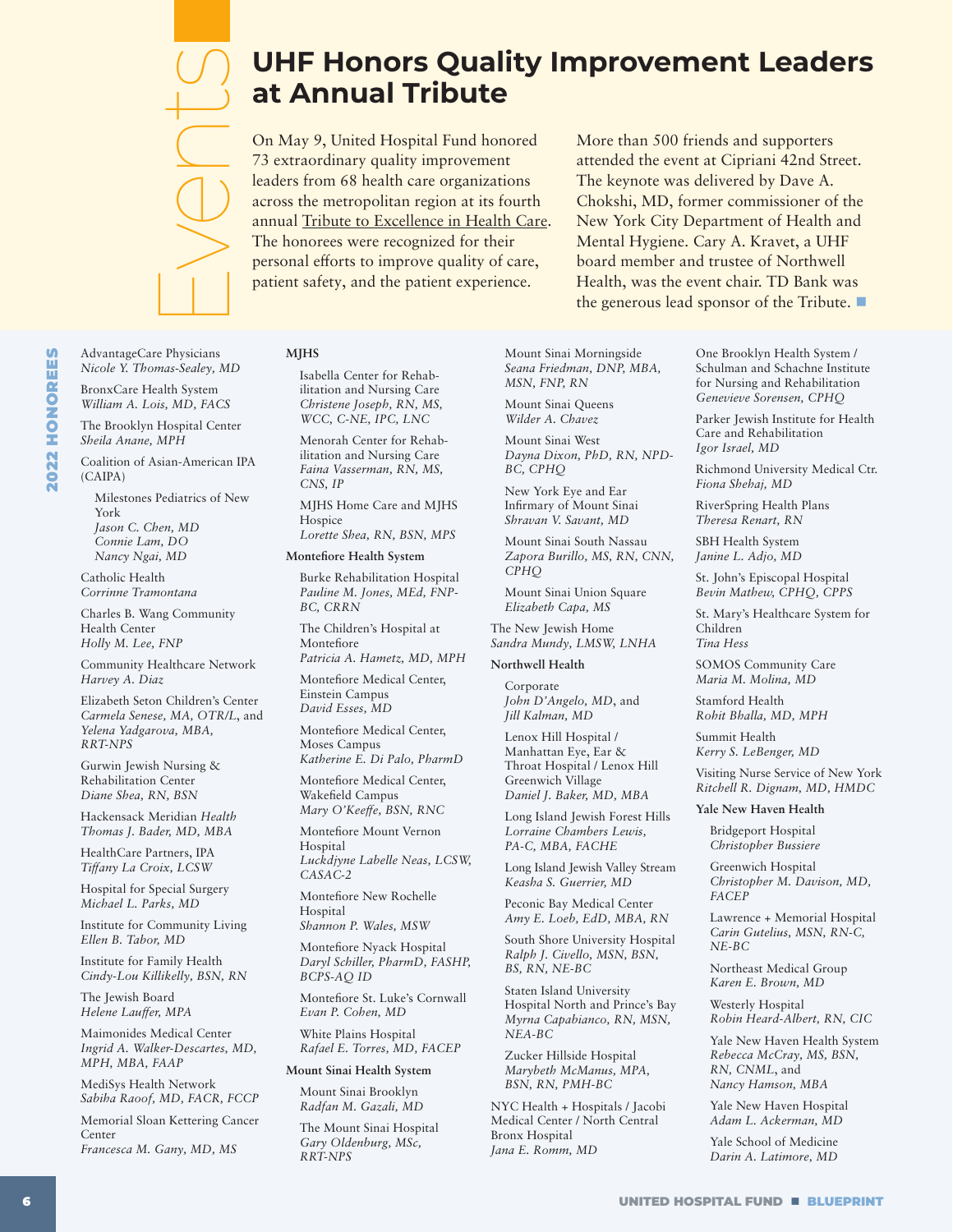Events

# UHF Honors Quality Improvement Leaders at Annual Tribute

On May 9, United Hospital Fund honored 73 extraordinary quality improvement leaders from 68 health care organizations across the metropolitan region at its fourth annual Tribute to Excellence in Health Care. The honorees were recognized for their personal efforts to improve quality of care, patient safety, and the patient experience.

More than 500 friends and supporters attended the event at Cipriani 42nd Street. The keynote was delivered by Dave A. Chokshi, MD, former commissioner of the New York City Department of Health and Mental Hygiene. Cary A. Kravet, a UHF board member and trustee of Northwell Health, was the event chair. TD Bank was the generous lead sponsor of the Tribute. ■

## 2022 HONOREES

AdvantageCare Physicians
*Nicole Y. Thomas-Sealey, MD*

BronxCare Health System
*William A. Lois, MD, FACS*

The Brooklyn Hospital Center
*Sheila Anane, MPH*

Coalition of Asian-American IPA (CAIPA)

- Milestones Pediatrics of New York
  *Jason C. Chen, MD*
  *Connie Lam, DO*
  *Nancy Ngai, MD*

Catholic Health
*Corrinne Tramontana*

Charles B. Wang Community Health Center
*Holly M. Lee, FNP*

Community Healthcare Network
*Harvey A. Diaz*

Elizabeth Seton Children's Center
*Carmela Senese, MA, OTR/L*, and *Yelena Yadgarova, MBA, RRT-NPS*

Gurwin Jewish Nursing & Rehabilitation Center
*Diane Shea, RN, BSN*

Hackensack Meridian *Health*
*Thomas J. Bader, MD, MBA*

HealthCare Partners, IPA
*Tiffany La Croix, LCSW*

Hospital for Special Surgery
*Michael L. Parks, MD*

Institute for Community Living
*Ellen B. Tabor, MD*

Institute for Family Health
*Cindy-Lou Killikelly, BSN, RN*

The Jewish Board
*Helene Lauffer, MPA*

Maimonides Medical Center
*Ingrid A. Walker-Descartes, MD, MPH, MBA, FAAP*

MediSys Health Network
*Sabiha Raoof, MD, FACR, FCCP*

Memorial Sloan Kettering Cancer Center
*Francesca M. Gany, MD, MS*

**MJHS**

- Isabella Center for Rehabilitation and Nursing Care
  *Christene Joseph, RN, MS, WCC, C-NE, IPC, LNC*
- Menorah Center for Rehabilitation and Nursing Care
  *Faina Vasserman, RN, MS, CNS, IP*
- MJHS Home Care and MJHS Hospice
  *Lorette Shea, RN, BSN, MPS*

**Montefiore Health System**

- Burke Rehabilitation Hospital
  *Pauline M. Jones, MEd, FNP-BC, CRRN*
- The Children's Hospital at Montefiore
  *Patricia A. Hametz, MD, MPH*
- Montefiore Medical Center, Einstein Campus
  *David Esses, MD*
- Montefiore Medical Center, Moses Campus
  *Katherine E. Di Palo, PharmD*
- Montefiore Medical Center, Wakefield Campus
  *Mary O'Keeffe, BSN, RNC*
- Montefiore Mount Vernon Hospital
  *Luckdjyne Labelle Neas, LCSW, CASAC-2*
- Montefiore New Rochelle Hospital
  *Shannon P. Wales, MSW*
- Montefiore Nyack Hospital
  *Daryl Schiller, PharmD, FASHP, BCPS-AQ ID*
- Montefiore St. Luke's Cornwall
  *Evan P. Cohen, MD*
- White Plains Hospital
  *Rafael E. Torres, MD, FACEP*

**Mount Sinai Health System**

- Mount Sinai Brooklyn
  *Radfan M. Gazali, MD*
- The Mount Sinai Hospital
  *Gary Oldenburg, MSc, RRT-NPS*
- Mount Sinai Morningside
  *Seana Friedman, DNP, MBA, MSN, FNP, RN*
- Mount Sinai Queens
  *Wilder A. Chavez*
- Mount Sinai West
  *Dayna Dixon, PhD, RN, NPD-BC, CPHQ*
- New York Eye and Ear Infirmary of Mount Sinai
  *Shravan V. Savant, MD*
- Mount Sinai South Nassau
  *Zapora Burillo, MS, RN, CNN, CPHQ*
- Mount Sinai Union Square
  *Elizabeth Capa, MS*

The New Jewish Home
*Sandra Mundy, LMSW, LNHA*

**Northwell Health**

- Corporate
  *John D'Angelo, MD*, and *Jill Kalman, MD*
- Lenox Hill Hospital / Manhattan Eye, Ear & Throat Hospital / Lenox Hill Greenwich Village
  *Daniel J. Baker, MD, MBA*
- Long Island Jewish Forest Hills
  *Lorraine Chambers Lewis, PA-C, MBA, FACHE*
- Long Island Jewish Valley Stream
  *Keasha S. Guerrier, MD*
- Peconic Bay Medical Center
  *Amy E. Loeb, EdD, MBA, RN*
- South Shore University Hospital
  *Ralph J. Civello, MSN, BSN, BS, RN, NE-BC*
- Staten Island University Hospital North and Prince's Bay
  *Myrna Capabianco, RN, MSN, NEA-BC*
- Zucker Hillside Hospital
  *Marybeth McManus, MPA, BSN, RN, PMH-BC*

NYC Health + Hospitals / Jacobi Medical Center / North Central Bronx Hospital
*Jana E. Romm, MD*

One Brooklyn Health System / Schulman and Schachne Institute for Nursing and Rehabilitation
*Genevieve Sorensen, CPHQ*

Parker Jewish Institute for Health Care and Rehabilitation
*Igor Israel, MD*

Richmond University Medical Ctr.
*Fiona Shehaj, MD*

RiverSpring Health Plans
*Theresa Renart, RN*

SBH Health System
*Janine L. Adjo, MD*

St. John's Episcopal Hospital
*Bevin Mathew, CPHQ, CPPS*

St. Mary's Healthcare System for Children
*Tina Hess*

SOMOS Community Care
*Maria M. Molina, MD*

Stamford Health
*Rohit Bhalla, MD, MPH*

Summit Health
*Kerry S. LeBenger, MD*

Visiting Nurse Service of New York
*Ritchell R. Dignam, MD, HMDC*

**Yale New Haven Health**

- Bridgeport Hospital
  *Christopher Bussiere*
- Greenwich Hospital
  *Christopher M. Davison, MD, FACEP*
- Lawrence + Memorial Hospital
  *Carin Gutelius, MSN, RN-C, NE-BC*
- Northeast Medical Group
  *Karen E. Brown, MD*
- Westerly Hospital
  *Robin Heard-Albert, RN, CIC*
- Yale New Haven Health System
  *Rebecca McCray, MS, BSN, RN, CNML*, and *Nancy Hamson, MBA*
- Yale New Haven Hospital
  *Adam L. Ackerman, MD*
- Yale School of Medicine
  *Darin A. Latimore, MD*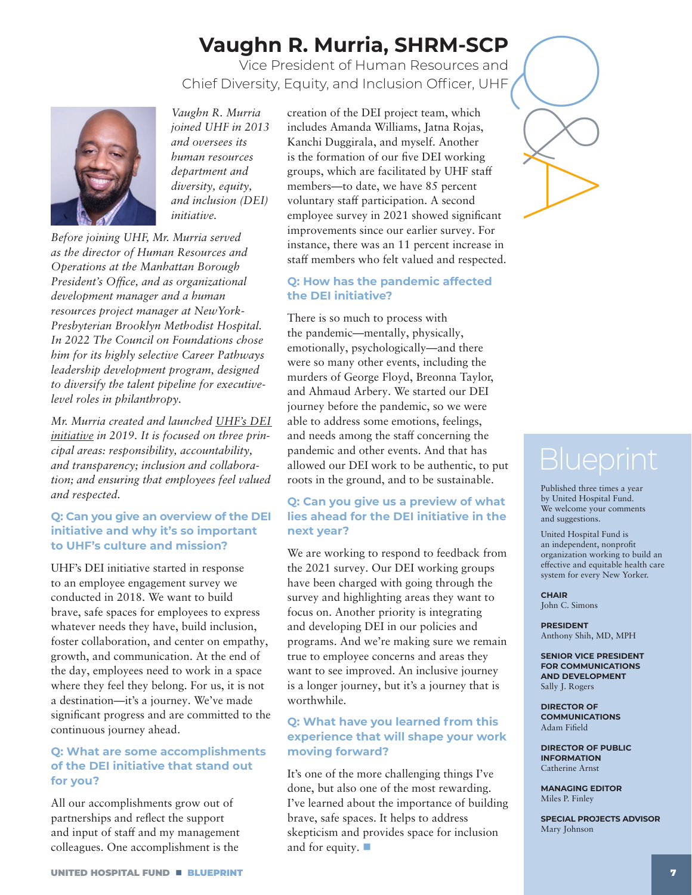# Vaughn R. Murria, SHRM-SCP

Vice President of Human Resources and Chief Diversity, Equity, and Inclusion Officer, UHF

*Vaughn R. Murria joined UHF in 2013 and oversees its human resources department and diversity, equity, and inclusion (DEI) initiative.*

*Before joining UHF, Mr. Murria served as the director of Human Resources and Operations at the Manhattan Borough President's Office, and as organizational development manager and a human resources project manager at NewYork-Presbyterian Brooklyn Methodist Hospital. In 2022 The Council on Foundations chose him for its highly selective Career Pathways leadership development program, designed to diversify the talent pipeline for executive-level roles in philanthropy.*

*Mr. Murria created and launched UHF's DEI initiative in 2019. It is focused on three principal areas: responsibility, accountability, and transparency; inclusion and collaboration; and ensuring that employees feel valued and respected.*

### Q: Can you give an overview of the DEI initiative and why it's so important to UHF's culture and mission?

UHF's DEI initiative started in response to an employee engagement survey we conducted in 2018. We want to build brave, safe spaces for employees to express whatever needs they have, build inclusion, foster collaboration, and center on empathy, growth, and communication. At the end of the day, employees need to work in a space where they feel they belong. For us, it is not a destination—it's a journey. We've made significant progress and are committed to the continuous journey ahead.

### Q: What are some accomplishments of the DEI initiative that stand out for you?

All our accomplishments grow out of partnerships and reflect the support and input of staff and my management colleagues. One accomplishment is the creation of the DEI project team, which includes Amanda Williams, Jatna Rojas, Kanchi Duggirala, and myself. Another is the formation of our five DEI working groups, which are facilitated by UHF staff members—to date, we have 85 percent voluntary staff participation. A second employee survey in 2021 showed significant improvements since our earlier survey. For instance, there was an 11 percent increase in staff members who felt valued and respected.

### Q: How has the pandemic affected the DEI initiative?

There is so much to process with the pandemic—mentally, physically, emotionally, psychologically—and there were so many other events, including the murders of George Floyd, Breonna Taylor, and Ahmaud Arbery. We started our DEI journey before the pandemic, so we were able to address some emotions, feelings, and needs among the staff concerning the pandemic and other events. And that has allowed our DEI work to be authentic, to put roots in the ground, and to be sustainable.

### Q: Can you give us a preview of what lies ahead for the DEI initiative in the next year?

We are working to respond to feedback from the 2021 survey. Our DEI working groups have been charged with going through the survey and highlighting areas they want to focus on. Another priority is integrating and developing DEI in our policies and programs. And we're making sure we remain true to employee concerns and areas they want to see improved. An inclusive journey is a longer journey, but it's a journey that is worthwhile.

### Q: What have you learned from this experience that will shape your work moving forward?

It's one of the more challenging things I've done, but also one of the most rewarding. I've learned about the importance of building brave, safe spaces. It helps to address skepticism and provides space for inclusion and for equity. ■

## Blueprint

Published three times a year by United Hospital Fund. We welcome your comments and suggestions.

United Hospital Fund is an independent, nonprofit organization working to build an effective and equitable health care system for every New Yorker.

**CHAIR**
John C. Simons

**PRESIDENT**
Anthony Shih, MD, MPH

**SENIOR VICE PRESIDENT FOR COMMUNICATIONS AND DEVELOPMENT**
Sally J. Rogers

**DIRECTOR OF COMMUNICATIONS**
Adam Fifield

**DIRECTOR OF PUBLIC INFORMATION**
Catherine Arnst

**MANAGING EDITOR**
Miles P. Finley

**SPECIAL PROJECTS ADVISOR**
Mary Johnson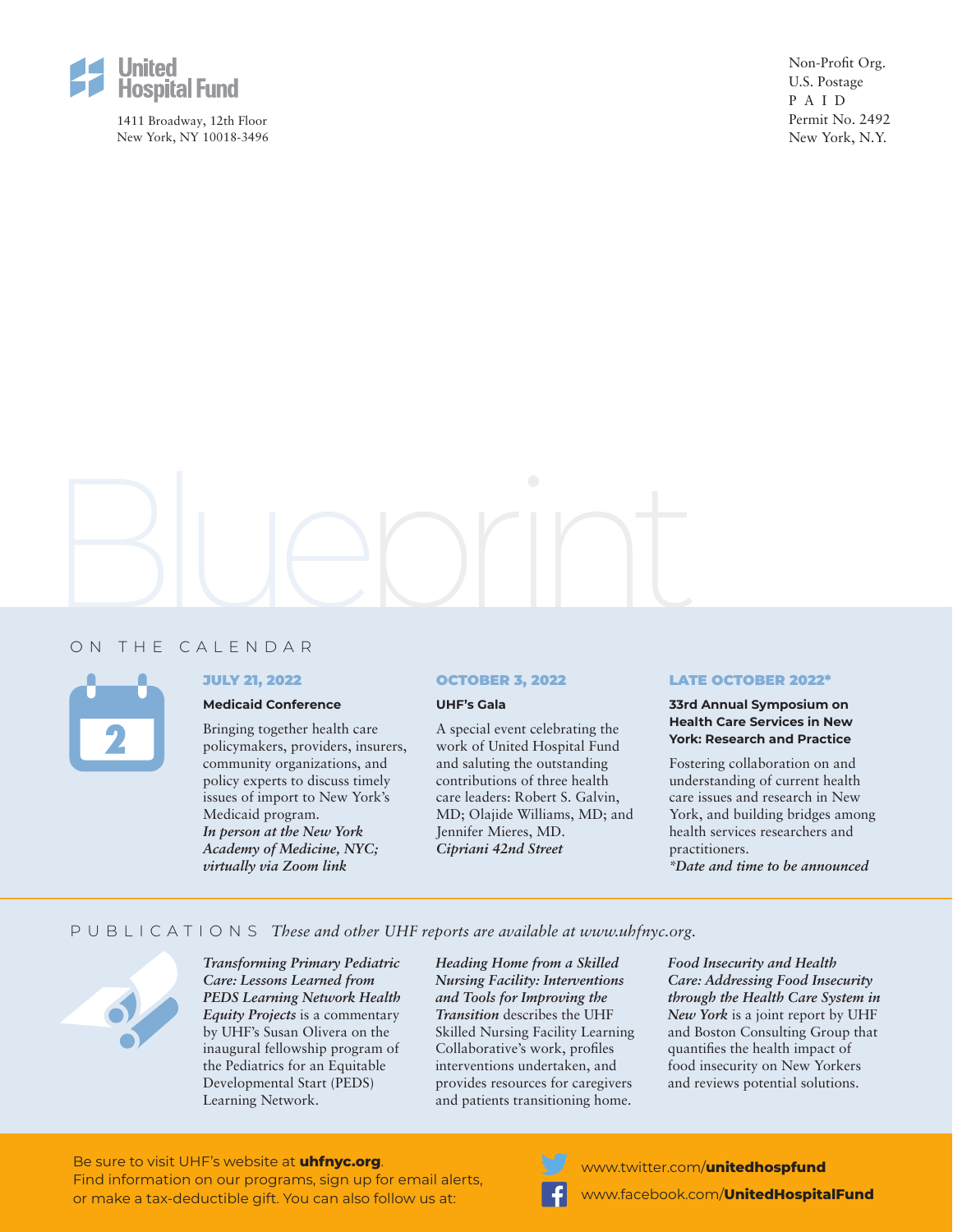United Hospital Fund

1411 Broadway, 12th Floor
New York, NY 10018-3496

Non-Profit Org.
U.S. Postage
PAID
Permit No. 2492
New York, N.Y.

# Blueprint

## ON THE CALENDAR

### JULY 21, 2022

**Medicaid Conference**

Bringing together health care policymakers, providers, insurers, community organizations, and policy experts to discuss timely issues of import to New York's Medicaid program.
***In person at the New York Academy of Medicine, NYC; virtually via Zoom link***

### OCTOBER 3, 2022

**UHF's Gala**

A special event celebrating the work of United Hospital Fund and saluting the outstanding contributions of three health care leaders: Robert S. Galvin, MD; Olajide Williams, MD; and Jennifer Mieres, MD.
***Cipriani 42nd Street***

### LATE OCTOBER 2022*

**33rd Annual Symposium on Health Care Services in New York: Research and Practice**

Fostering collaboration on and understanding of current health care issues and research in New York, and building bridges among health services researchers and practitioners.
**Date and time to be announced*

## PUBLICATIONS

*These and other UHF reports are available at www.uhfnyc.org.*

***Transforming Primary Pediatric Care: Lessons Learned from PEDS Learning Network Health Equity Projects*** is a commentary by UHF's Susan Olivera on the inaugural fellowship program of the Pediatrics for an Equitable Developmental Start (PEDS) Learning Network.

***Heading Home from a Skilled Nursing Facility: Interventions and Tools for Improving the Transition*** describes the UHF Skilled Nursing Facility Learning Collaborative's work, profiles interventions undertaken, and provides resources for caregivers and patients transitioning home.

***Food Insecurity and Health Care: Addressing Food Insecurity through the Health Care System in New York*** is a joint report by UHF and Boston Consulting Group that quantifies the health impact of food insecurity on New Yorkers and reviews potential solutions.

Be sure to visit UHF's website at **uhfnyc.org**.
Find information on our programs, sign up for email alerts, or make a tax-deductible gift. You can also follow us at:

www.twitter.com/**unitedhospfund**

www.facebook.com/**UnitedHospitalFund**